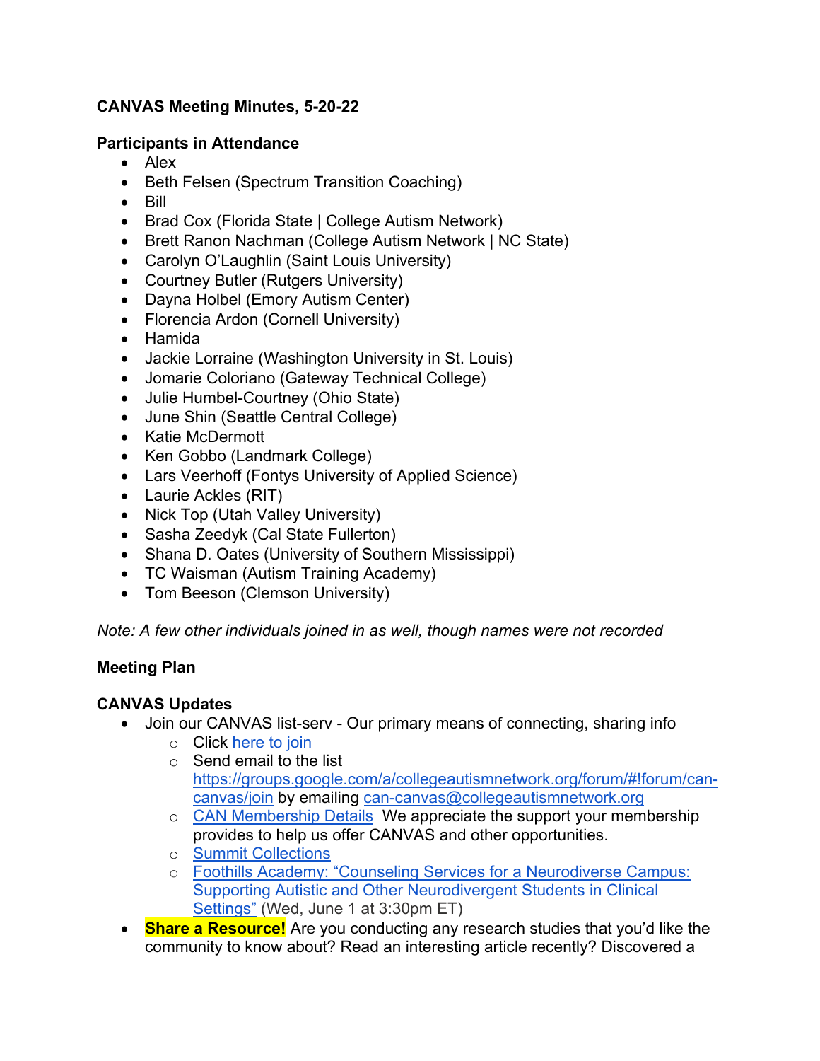**CANVAS Meeting Minutes, 5-20-22**

**Participants in Attendance**

- Alex
- Beth Felsen (Spectrum Transition Coaching)
- Bill
- Brad Cox (Florida State | College Autism Network)
- Brett Ranon Nachman (College Autism Network | NC State)
- Carolyn O'Laughlin (Saint Louis University)
- Courtney Butler (Rutgers University)
- Dayna Holbel (Emory Autism Center)
- Florencia Ardon (Cornell University)
- Hamida
- Jackie Lorraine (Washington University in St. Louis)
- Jomarie Coloriano (Gateway Technical College)
- Julie Humbel-Courtney (Ohio State)
- June Shin (Seattle Central College)
- Katie McDermott
- Ken Gobbo (Landmark College)
- Lars Veerhoff (Fontys University of Applied Science)
- Laurie Ackles (RIT)
- Nick Top (Utah Valley University)
- Sasha Zeedyk (Cal State Fullerton)
- Shana D. Oates (University of Southern Mississippi)
- TC Waisman (Autism Training Academy)
- Tom Beeson (Clemson University)

*Note: A few other individuals joined in as well, though names were not recorded*

**Meeting Plan**

**CANVAS Updates**

- Join our CANVAS list-serv - Our primary means of connecting, sharing info
  - Click here to join
  - Send email to the list https://groups.google.com/a/collegeautismnetwork.org/forum/#!forum/can-canvas/join by emailing can-canvas@collegeautismnetwork.org
  - CAN Membership Details We appreciate the support your membership provides to help us offer CANVAS and other opportunities.
  - Summit Collections
  - Foothills Academy: "Counseling Services for a Neurodiverse Campus: Supporting Autistic and Other Neurodivergent Students in Clinical Settings" (Wed, June 1 at 3:30pm ET)
- **Share a Resource!** Are you conducting any research studies that you'd like the community to know about? Read an interesting article recently? Discovered a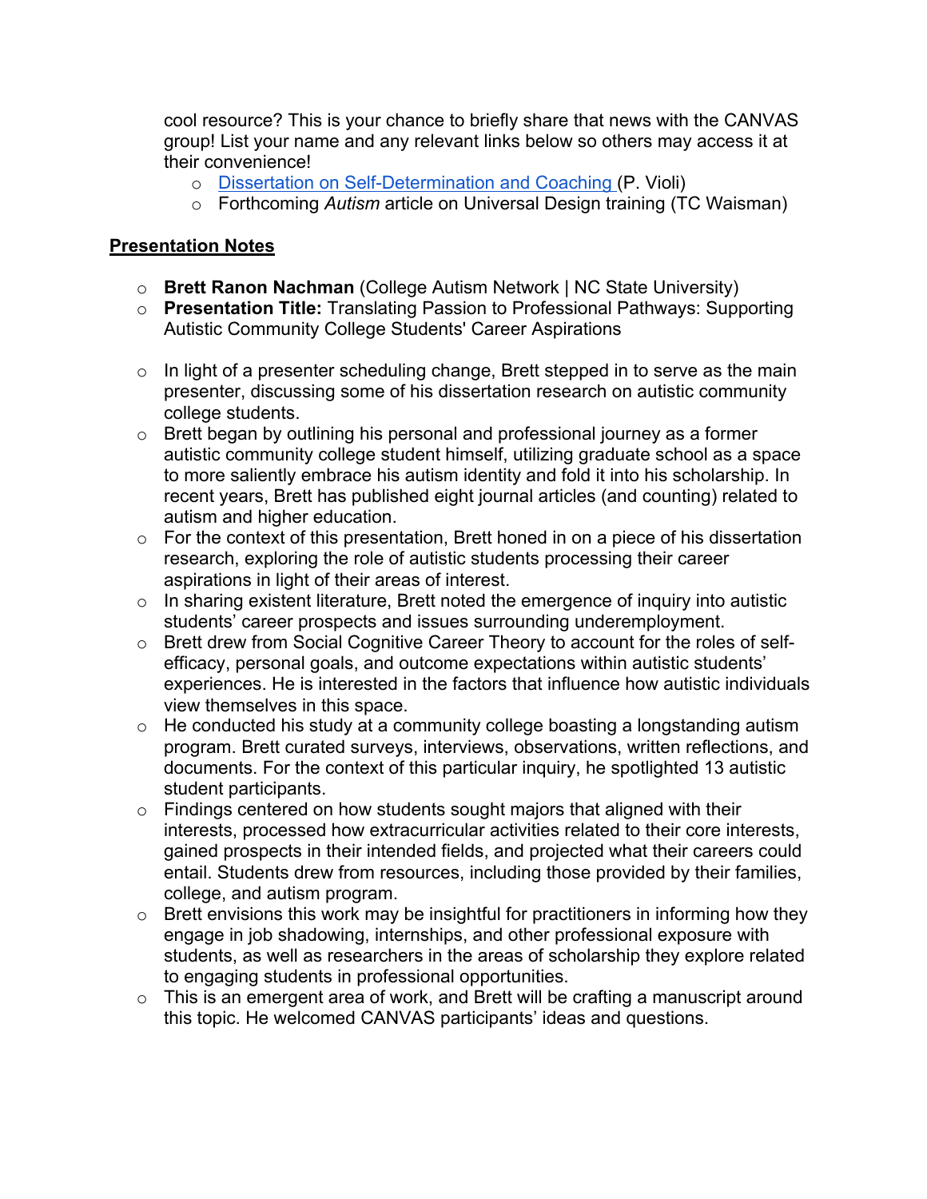cool resource? This is your chance to briefly share that news with the CANVAS group! List your name and any relevant links below so others may access it at their convenience!

- [Dissertation on Self-Determination and Coaching](#) (P. Violi)
- Forthcoming *Autism* article on Universal Design training (TC Waisman)

## Presentation Notes

- **Brett Ranon Nachman** (College Autism Network | NC State University)
- **Presentation Title:** Translating Passion to Professional Pathways: Supporting Autistic Community College Students' Career Aspirations

- In light of a presenter scheduling change, Brett stepped in to serve as the main presenter, discussing some of his dissertation research on autistic community college students.
- Brett began by outlining his personal and professional journey as a former autistic community college student himself, utilizing graduate school as a space to more saliently embrace his autism identity and fold it into his scholarship. In recent years, Brett has published eight journal articles (and counting) related to autism and higher education.
- For the context of this presentation, Brett honed in on a piece of his dissertation research, exploring the role of autistic students processing their career aspirations in light of their areas of interest.
- In sharing existent literature, Brett noted the emergence of inquiry into autistic students' career prospects and issues surrounding underemployment.
- Brett drew from Social Cognitive Career Theory to account for the roles of self-efficacy, personal goals, and outcome expectations within autistic students' experiences. He is interested in the factors that influence how autistic individuals view themselves in this space.
- He conducted his study at a community college boasting a longstanding autism program. Brett curated surveys, interviews, observations, written reflections, and documents. For the context of this particular inquiry, he spotlighted 13 autistic student participants.
- Findings centered on how students sought majors that aligned with their interests, processed how extracurricular activities related to their core interests, gained prospects in their intended fields, and projected what their careers could entail. Students drew from resources, including those provided by their families, college, and autism program.
- Brett envisions this work may be insightful for practitioners in informing how they engage in job shadowing, internships, and other professional exposure with students, as well as researchers in the areas of scholarship they explore related to engaging students in professional opportunities.
- This is an emergent area of work, and Brett will be crafting a manuscript around this topic. He welcomed CANVAS participants' ideas and questions.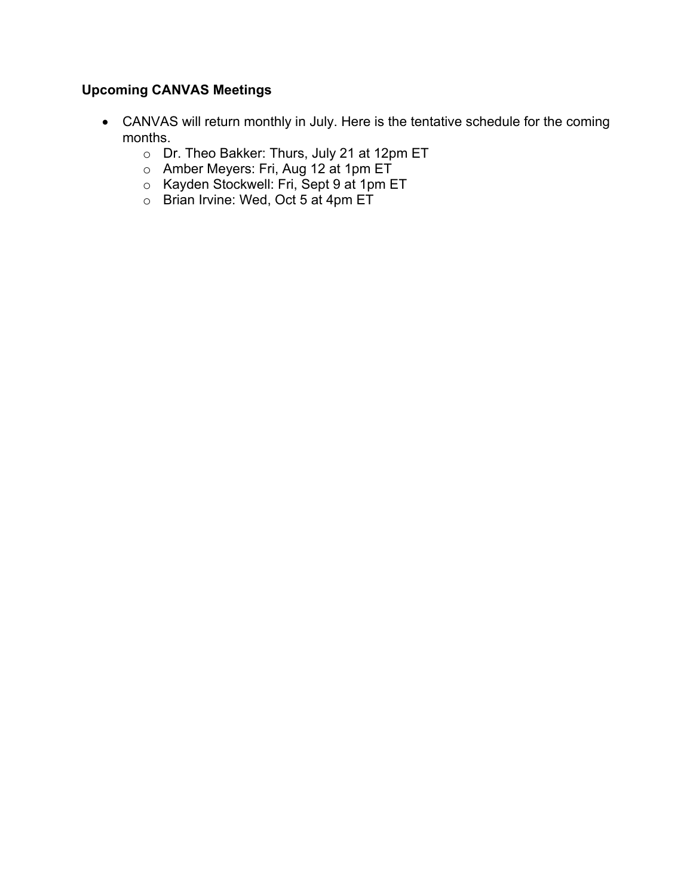**Upcoming CANVAS Meetings**

- CANVAS will return monthly in July. Here is the tentative schedule for the coming months.
  - Dr. Theo Bakker: Thurs, July 21 at 12pm ET
  - Amber Meyers: Fri, Aug 12 at 1pm ET
  - Kayden Stockwell: Fri, Sept 9 at 1pm ET
  - Brian Irvine: Wed, Oct 5 at 4pm ET